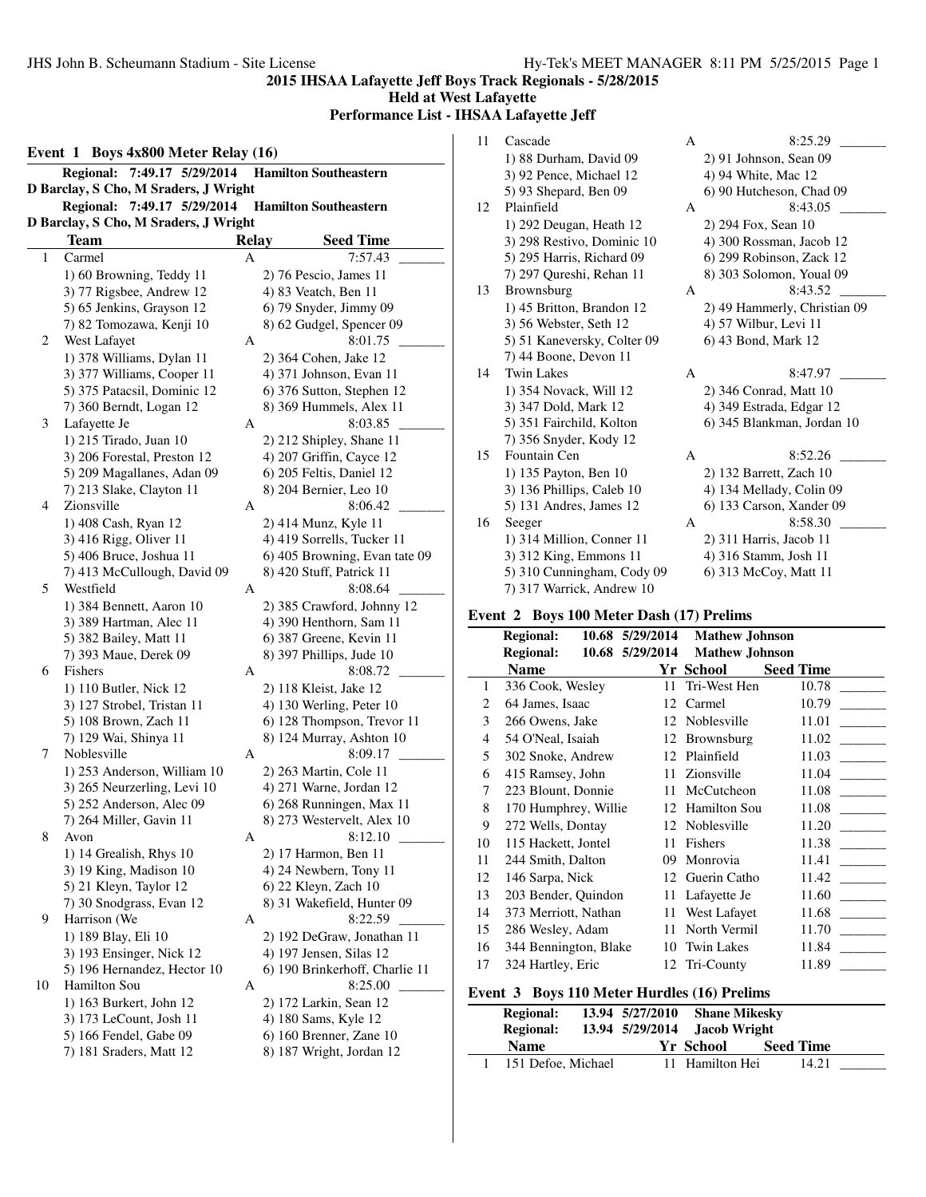# 2015 IHSAA Lafayette Jeff Boys Track Regionals - 5/28/2015

## Held at West Lafayette

## Performance List - IHSAA Lafayette Jeff

### Event 1 Boys 4x800 Meter Relay (16)

**Regional: 7:49.17 5/29/2014 Hamilton Southeastern**
**D Barclay, S Cho, M Sraders, J Wright**
**Regional: 7:49.17 5/29/2014 Hamilton Southeastern**
**D Barclay, S Cho, M Sraders, J Wright**

| | Team | Relay | Seed Time |
|---|---|---|---|
| 1 | Carmel | A | 7:57.43 _______ |
| | 1) 60 Browning, Teddy 11 | 2) 76 Pescio, James 11 | |
| | 3) 77 Rigsbee, Andrew 12 | 4) 83 Veatch, Ben 11 | |
| | 5) 65 Jenkins, Grayson 12 | 6) 79 Snyder, Jimmy 09 | |
| | 7) 82 Tomozawa, Kenji 10 | 8) 62 Gudgel, Spencer 09 | |
| 2 | West Lafayet | A | 8:01.75 _______ |
| | 1) 378 Williams, Dylan 11 | 2) 364 Cohen, Jake 12 | |
| | 3) 377 Williams, Cooper 11 | 4) 371 Johnson, Evan 11 | |
| | 5) 375 Patacsil, Dominic 12 | 6) 376 Sutton, Stephen 12 | |
| | 7) 360 Berndt, Logan 12 | 8) 369 Hummels, Alex 11 | |
| 3 | Lafayette Je | A | 8:03.85 _______ |
| | 1) 215 Tirado, Juan 10 | 2) 212 Shipley, Shane 11 | |
| | 3) 206 Forestal, Preston 12 | 4) 207 Griffin, Cayce 12 | |
| | 5) 209 Magallanes, Adan 09 | 6) 205 Feltis, Daniel 12 | |
| | 7) 213 Slake, Clayton 11 | 8) 204 Bernier, Leo 10 | |
| 4 | Zionsville | A | 8:06.42 _______ |
| | 1) 408 Cash, Ryan 12 | 2) 414 Munz, Kyle 11 | |
| | 3) 416 Rigg, Oliver 11 | 4) 419 Sorrells, Tucker 11 | |
| | 5) 406 Bruce, Joshua 11 | 6) 405 Browning, Evan tate 09 | |
| | 7) 413 McCullough, David 09 | 8) 420 Stuff, Patrick 11 | |
| 5 | Westfield | A | 8:08.64 _______ |
| | 1) 384 Bennett, Aaron 10 | 2) 385 Crawford, Johnny 12 | |
| | 3) 389 Hartman, Alec 11 | 4) 390 Henthorn, Sam 11 | |
| | 5) 382 Bailey, Matt 11 | 6) 387 Greene, Kevin 11 | |
| | 7) 393 Maue, Derek 09 | 8) 397 Phillips, Jude 10 | |
| 6 | Fishers | A | 8:08.72 _______ |
| | 1) 110 Butler, Nick 12 | 2) 118 Kleist, Jake 12 | |
| | 3) 127 Strobel, Tristan 11 | 4) 130 Werling, Peter 10 | |
| | 5) 108 Brown, Zach 11 | 6) 128 Thompson, Trevor 11 | |
| | 7) 129 Wai, Shinya 11 | 8) 124 Murray, Ashton 10 | |
| 7 | Noblesville | A | 8:09.17 _______ |
| | 1) 253 Anderson, William 10 | 2) 263 Martin, Cole 11 | |
| | 3) 265 Neurzerling, Levi 10 | 4) 271 Warne, Jordan 12 | |
| | 5) 252 Anderson, Alec 09 | 6) 268 Runningen, Max 11 | |
| | 7) 264 Miller, Gavin 11 | 8) 273 Westervelt, Alex 10 | |
| 8 | Avon | A | 8:12.10 _______ |
| | 1) 14 Grealish, Rhys 10 | 2) 17 Harmon, Ben 11 | |
| | 3) 19 King, Madison 10 | 4) 24 Newbern, Tony 11 | |
| | 5) 21 Kleyn, Taylor 12 | 6) 22 Kleyn, Zach 10 | |
| | 7) 30 Snodgrass, Evan 12 | 8) 31 Wakefield, Hunter 09 | |
| 9 | Harrison (We | A | 8:22.59 _______ |
| | 1) 189 Blay, Eli 10 | 2) 192 DeGraw, Jonathan 11 | |
| | 3) 193 Ensinger, Nick 12 | 4) 197 Jensen, Silas 12 | |
| | 5) 196 Hernandez, Hector 10 | 6) 190 Brinkerhoff, Charlie 11 | |
| 10 | Hamilton Sou | A | 8:25.00 _______ |
| | 1) 163 Burkert, John 12 | 2) 172 Larkin, Sean 12 | |
| | 3) 173 LeCount, Josh 11 | 4) 180 Sams, Kyle 12 | |
| | 5) 166 Fendel, Gabe 09 | 6) 160 Brenner, Zane 10 | |
| | 7) 181 Sraders, Matt 12 | 8) 187 Wright, Jordan 12 | |
| 11 | Cascade | A | 8:25.29 _______ |
| | 1) 88 Durham, David 09 | 2) 91 Johnson, Sean 09 | |
| | 3) 92 Pence, Michael 12 | 4) 94 White, Mac 12 | |
| | 5) 93 Shepard, Ben 09 | 6) 90 Hutcheson, Chad 09 | |
| 12 | Plainfield | A | 8:43.05 _______ |
| | 1) 292 Deugan, Heath 12 | 2) 294 Fox, Sean 10 | |
| | 3) 298 Restivo, Dominic 10 | 4) 300 Rossman, Jacob 12 | |
| | 5) 295 Harris, Richard 09 | 6) 299 Robinson, Zack 12 | |
| | 7) 297 Qureshi, Rehan 11 | 8) 303 Solomon, Youal 09 | |
| 13 | Brownsburg | A | 8:43.52 _______ |
| | 1) 45 Britton, Brandon 12 | 2) 49 Hammerly, Christian 09 | |
| | 3) 56 Webster, Seth 12 | 4) 57 Wilbur, Levi 11 | |
| | 5) 51 Kaneversky, Colter 09 | 6) 43 Bond, Mark 12 | |
| | 7) 44 Boone, Devon 11 | | |
| 14 | Twin Lakes | A | 8:47.97 _______ |
| | 1) 354 Novack, Will 12 | 2) 346 Conrad, Matt 10 | |
| | 3) 347 Dold, Mark 12 | 4) 349 Estrada, Edgar 12 | |
| | 5) 351 Fairchild, Kolton | 6) 345 Blankman, Jordan 10 | |
| | 7) 356 Snyder, Kody 12 | | |
| 15 | Fountain Cen | A | 8:52.26 _______ |
| | 1) 135 Payton, Ben 10 | 2) 132 Barrett, Zach 10 | |
| | 3) 136 Phillips, Caleb 10 | 4) 134 Mellady, Colin 09 | |
| | 5) 131 Andres, James 12 | 6) 133 Carson, Xander 09 | |
| 16 | Seeger | A | 8:58.30 _______ |
| | 1) 314 Million, Conner 11 | 2) 311 Harris, Jacob 11 | |
| | 3) 312 King, Emmons 11 | 4) 316 Stamm, Josh 11 | |
| | 5) 310 Cunningham, Cody 09 | 6) 313 McCoy, Matt 11 | |
| | 7) 317 Warrick, Andrew 10 | | |

### Event 2 Boys 100 Meter Dash (17) Prelims

**Regional: 10.68 5/29/2014 Mathew Johnson**
**Regional: 10.68 5/29/2014 Mathew Johnson**

| | Name | Yr | School | Seed Time |
|---|---|---|---|---|
| 1 | 336 Cook, Wesley | 11 | Tri-West Hen | 10.78 _______ |
| 2 | 64 James, Isaac | 12 | Carmel | 10.79 _______ |
| 3 | 266 Owens, Jake | 12 | Noblesville | 11.01 _______ |
| 4 | 54 O'Neal, Isaiah | 12 | Brownsburg | 11.02 _______ |
| 5 | 302 Snoke, Andrew | 12 | Plainfield | 11.03 _______ |
| 6 | 415 Ramsey, John | 11 | Zionsville | 11.04 _______ |
| 7 | 223 Blount, Donnie | 11 | McCutcheon | 11.08 _______ |
| 8 | 170 Humphrey, Willie | 12 | Hamilton Sou | 11.08 _______ |
| 9 | 272 Wells, Dontay | 12 | Noblesville | 11.20 _______ |
| 10 | 115 Hackett, Jontel | 11 | Fishers | 11.38 _______ |
| 11 | 244 Smith, Dalton | 09 | Monrovia | 11.41 _______ |
| 12 | 146 Sarpa, Nick | 12 | Guerin Catho | 11.42 _______ |
| 13 | 203 Bender, Quindon | 11 | Lafayette Je | 11.60 _______ |
| 14 | 373 Merriott, Nathan | 11 | West Lafayet | 11.68 _______ |
| 15 | 286 Wesley, Adam | 11 | North Vermil | 11.70 _______ |
| 16 | 344 Bennington, Blake | 10 | Twin Lakes | 11.84 _______ |
| 17 | 324 Hartley, Eric | 12 | Tri-County | 11.89 _______ |

### Event 3 Boys 110 Meter Hurdles (16) Prelims

**Regional: 13.94 5/27/2010 Shane Mikesky**
**Regional: 13.94 5/29/2014 Jacob Wright**

| | Name | Yr | School | Seed Time |
|---|---|---|---|---|
| 1 | 151 Defoe, Michael | 11 | Hamilton Hei | 14.21 _______ |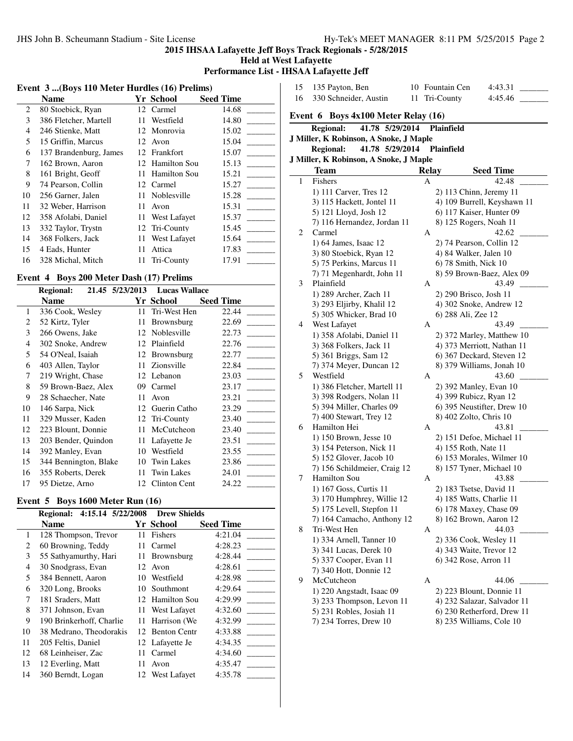# 2015 IHSAA Lafayette Jeff Boys Track Regionals - 5/28/2015

**Held at West Lafayette**

**Performance List - IHSAA Lafayette Jeff**

## Event 3 ...(Boys 110 Meter Hurdles (16) Prelims)

| | Name | Yr | School | Seed Time | |
|---|---|---|---|---|---|
| 2 | 80 Stoebick, Ryan | 12 | Carmel | 14.68 | _______ |
| 3 | 386 Fletcher, Martell | 11 | Westfield | 14.80 | _______ |
| 4 | 246 Stienke, Matt | 12 | Monrovia | 15.02 | _______ |
| 5 | 15 Griffin, Marcus | 12 | Avon | 15.04 | _______ |
| 6 | 137 Brandenburg, James | 12 | Frankfort | 15.07 | _______ |
| 7 | 162 Brown, Aaron | 12 | Hamilton Sou | 15.13 | _______ |
| 8 | 161 Bright, Geoff | 11 | Hamilton Sou | 15.21 | _______ |
| 9 | 74 Pearson, Collin | 12 | Carmel | 15.27 | _______ |
| 10 | 256 Garner, Jalen | 11 | Noblesville | 15.28 | _______ |
| 11 | 32 Weber, Harrison | 11 | Avon | 15.31 | _______ |
| 12 | 358 Afolabi, Daniel | 11 | West Lafayet | 15.37 | _______ |
| 13 | 332 Taylor, Trystn | 12 | Tri-County | 15.45 | _______ |
| 14 | 368 Folkers, Jack | 11 | West Lafayet | 15.64 | _______ |
| 15 | 4 Eads, Hunter | 11 | Attica | 17.83 | _______ |
| 16 | 328 Michal, Mitch | 11 | Tri-County | 17.91 | _______ |

## Event 4 Boys 200 Meter Dash (17) Prelims

**Regional:** 21.45 5/23/2013 **Lucas Wallace**

| | Name | Yr | School | Seed Time | |
|---|---|---|---|---|---|
| 1 | 336 Cook, Wesley | 11 | Tri-West Hen | 22.44 | _______ |
| 2 | 52 Kirtz, Tyler | 11 | Brownsburg | 22.69 | _______ |
| 3 | 266 Owens, Jake | 12 | Noblesville | 22.73 | _______ |
| 4 | 302 Snoke, Andrew | 12 | Plainfield | 22.76 | _______ |
| 5 | 54 O'Neal, Isaiah | 12 | Brownsburg | 22.77 | _______ |
| 6 | 403 Allen, Taylor | 11 | Zionsville | 22.84 | _______ |
| 7 | 219 Wright, Chase | 12 | Lebanon | 23.03 | _______ |
| 8 | 59 Brown-Baez, Alex | 09 | Carmel | 23.17 | _______ |
| 9 | 28 Schaecher, Nate | 11 | Avon | 23.21 | _______ |
| 10 | 146 Sarpa, Nick | 12 | Guerin Catho | 23.29 | _______ |
| 11 | 329 Musser, Kaden | 12 | Tri-County | 23.40 | _______ |
| 12 | 223 Blount, Donnie | 11 | McCutcheon | 23.40 | _______ |
| 13 | 203 Bender, Quindon | 11 | Lafayette Je | 23.51 | _______ |
| 14 | 392 Manley, Evan | 10 | Westfield | 23.55 | _______ |
| 15 | 344 Bennington, Blake | 10 | Twin Lakes | 23.86 | _______ |
| 16 | 355 Roberts, Derek | 11 | Twin Lakes | 24.01 | _______ |
| 17 | 95 Dietze, Arno | 12 | Clinton Cent | 24.22 | _______ |

## Event 5 Boys 1600 Meter Run (16)

**Regional:** 4:15.14 5/22/2008 **Drew Shields**

| | Name | Yr | School | Seed Time | |
|---|---|---|---|---|---|
| 1 | 128 Thompson, Trevor | 11 | Fishers | 4:21.04 | _______ |
| 2 | 60 Browning, Teddy | 11 | Carmel | 4:28.23 | _______ |
| 3 | 55 Sathyamurthy, Hari | 11 | Brownsburg | 4:28.44 | _______ |
| 4 | 30 Snodgrass, Evan | 12 | Avon | 4:28.61 | _______ |
| 5 | 384 Bennett, Aaron | 10 | Westfield | 4:28.98 | _______ |
| 6 | 320 Long, Brooks | 10 | Southmont | 4:29.64 | _______ |
| 7 | 181 Sraders, Matt | 12 | Hamilton Sou | 4:29.99 | _______ |
| 8 | 371 Johnson, Evan | 11 | West Lafayet | 4:32.60 | _______ |
| 9 | 190 Brinkerhoff, Charlie | 11 | Harrison (We | 4:32.99 | _______ |
| 10 | 38 Medrano, Theodorakis | 12 | Benton Centr | 4:33.88 | _______ |
| 11 | 205 Feltis, Daniel | 12 | Lafayette Je | 4:34.35 | _______ |
| 12 | 68 Leinheiser, Zac | 11 | Carmel | 4:34.60 | _______ |
| 13 | 12 Everling, Matt | 11 | Avon | 4:35.47 | _______ |
| 14 | 360 Berndt, Logan | 12 | West Lafayet | 4:35.78 | _______ |
| 15 | 135 Payton, Ben | 10 | Fountain Cen | 4:43.31 | _______ |
| 16 | 330 Schneider, Austin | 11 | Tri-County | 4:45.46 | _______ |

## Event 6 Boys 4x100 Meter Relay (16)

**Regional:** 41.78 5/29/2014 **Plainfield**
**J Miller, K Robinson, A Snoke, J Maple**

**Regional:** 41.78 5/29/2014 **Plainfield**
**J Miller, K Robinson, A Snoke, J Maple**

| | Team | Relay | Seed Time | |
|---|---|---|---|---|
| 1 | Fishers | A | 42.48 | _______ |
| | 1) 111 Carver, Tres 12 | 2) 113 Chinn, Jeremy 11 | | |
| | 3) 115 Hackett, Jontel 11 | 4) 109 Burrell, Keyshawn 11 | | |
| | 5) 121 Lloyd, Josh 12 | 6) 117 Kaiser, Hunter 09 | | |
| | 7) 116 Hernandez, Jordan 11 | 8) 125 Rogers, Noah 11 | | |
| 2 | Carmel | A | 42.62 | _______ |
| | 1) 64 James, Isaac 12 | 2) 74 Pearson, Collin 12 | | |
| | 3) 80 Stoebick, Ryan 12 | 4) 84 Walker, Jalen 10 | | |
| | 5) 75 Perkins, Marcus 11 | 6) 78 Smith, Nick 10 | | |
| | 7) 71 Megenhardt, John 11 | 8) 59 Brown-Baez, Alex 09 | | |
| 3 | Plainfield | A | 43.49 | _______ |
| | 1) 289 Archer, Zach 11 | 2) 290 Brisco, Josh 11 | | |
| | 3) 293 Eljirby, Khalil 12 | 4) 302 Snoke, Andrew 12 | | |
| | 5) 305 Whicker, Brad 10 | 6) 288 Ali, Zee 12 | | |
| 4 | West Lafayet | A | 43.49 | _______ |
| | 1) 358 Afolabi, Daniel 11 | 2) 372 Marley, Matthew 10 | | |
| | 3) 368 Folkers, Jack 11 | 4) 373 Merriott, Nathan 11 | | |
| | 5) 361 Briggs, Sam 12 | 6) 367 Deckard, Steven 12 | | |
| | 7) 374 Meyer, Duncan 12 | 8) 379 Williams, Jonah 10 | | |
| 5 | Westfield | A | 43.60 | _______ |
| | 1) 386 Fletcher, Martell 11 | 2) 392 Manley, Evan 10 | | |
| | 3) 398 Rodgers, Nolan 11 | 4) 399 Rubicz, Ryan 12 | | |
| | 5) 394 Miller, Charles 09 | 6) 395 Neustifter, Drew 10 | | |
| | 7) 400 Stewart, Trey 12 | 8) 402 Zolto, Chris 10 | | |
| 6 | Hamilton Hei | A | 43.81 | _______ |
| | 1) 150 Brown, Jesse 10 | 2) 151 Defoe, Michael 11 | | |
| | 3) 154 Peterson, Nick 11 | 4) 155 Roth, Nate 11 | | |
| | 5) 152 Glover, Jacob 10 | 6) 153 Morales, Wilmer 10 | | |
| | 7) 156 Schildmeier, Craig 12 | 8) 157 Tyner, Michael 10 | | |
| 7 | Hamilton Sou | A | 43.88 | _______ |
| | 1) 167 Goss, Curtis 11 | 2) 183 Tsetse, David 11 | | |
| | 3) 170 Humphrey, Willie 12 | 4) 185 Watts, Charlie 11 | | |
| | 5) 175 Levell, Stepfon 11 | 6) 178 Maxey, Chase 09 | | |
| | 7) 164 Camacho, Anthony 12 | 8) 162 Brown, Aaron 12 | | |
| 8 | Tri-West Hen | A | 44.03 | _______ |
| | 1) 334 Arnell, Tanner 10 | 2) 336 Cook, Wesley 11 | | |
| | 3) 341 Lucas, Derek 10 | 4) 343 Waite, Trevor 12 | | |
| | 5) 337 Cooper, Evan 11 | 6) 342 Rose, Arron 11 | | |
| | 7) 340 Hott, Donnie 12 | | | |
| 9 | McCutcheon | A | 44.06 | _______ |
| | 1) 220 Angstadt, Isaac 09 | 2) 223 Blount, Donnie 11 | | |
| | 3) 233 Thompson, Levon 11 | 4) 232 Salazar, Salvador 11 | | |
| | 5) 231 Robles, Josiah 11 | 6) 230 Retherford, Drew 11 | | |
| | 7) 234 Torres, Drew 10 | 8) 235 Williams, Cole 10 | | |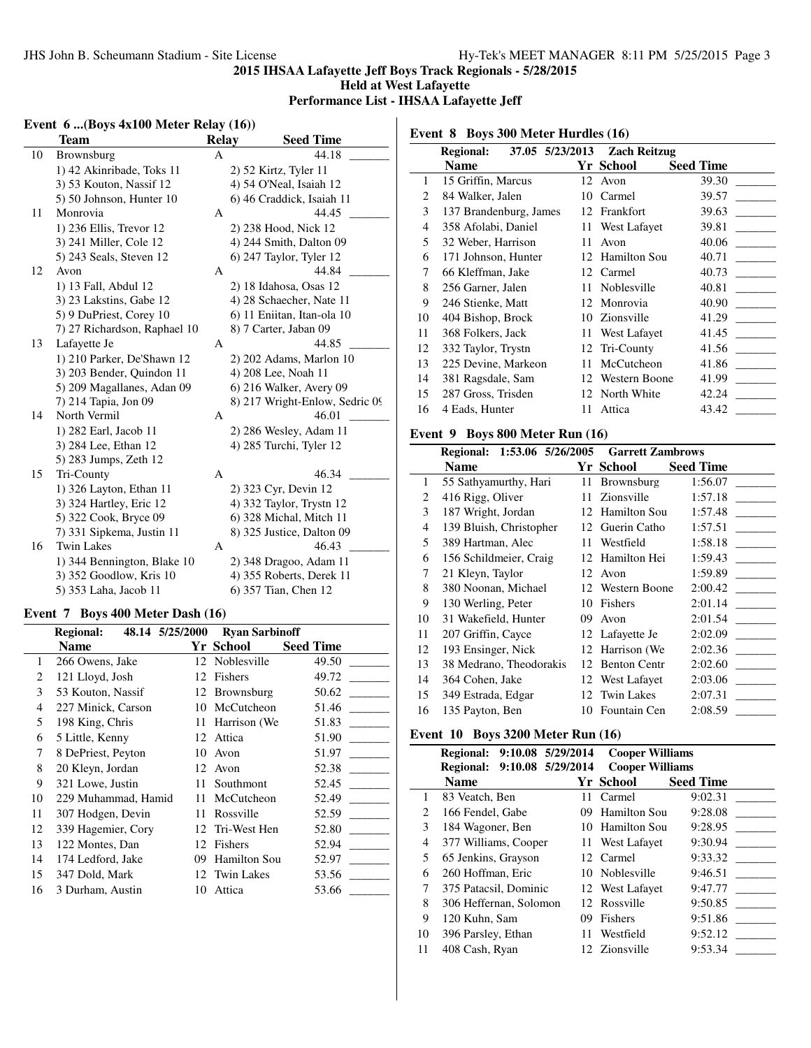## 2015 IHSAA Lafayette Jeff Boys Track Regionals - 5/28/2015

### Held at West Lafayette

### Performance List - IHSAA Lafayette Jeff

### Event 6 ...(Boys 4x100 Meter Relay (16))

| | Team | Relay | Seed Time | |
|---|---|---|---|---|
| 10 | Brownsburg | A | 44.18 | _______ |
| | 1) 42 Akinribade, Toks 11 | 2) 52 Kirtz, Tyler 11 | | |
| | 3) 53 Kouton, Nassif 12 | 4) 54 O'Neal, Isaiah 12 | | |
| | 5) 50 Johnson, Hunter 10 | 6) 46 Craddick, Isaiah 11 | | |
| 11 | Monrovia | A | 44.45 | _______ |
| | 1) 236 Ellis, Trevor 12 | 2) 238 Hood, Nick 12 | | |
| | 3) 241 Miller, Cole 12 | 4) 244 Smith, Dalton 09 | | |
| | 5) 243 Seals, Steven 12 | 6) 247 Taylor, Tyler 12 | | |
| 12 | Avon | A | 44.84 | _______ |
| | 1) 13 Fall, Abdul 12 | 2) 18 Idahosa, Osas 12 | | |
| | 3) 23 Lakstins, Gabe 12 | 4) 28 Schaecher, Nate 11 | | |
| | 5) 9 DuPriest, Corey 10 | 6) 11 Eniitan, Itan-ola 10 | | |
| | 7) 27 Richardson, Raphael 10 | 8) 7 Carter, Jaban 09 | | |
| 13 | Lafayette Je | A | 44.85 | _______ |
| | 1) 210 Parker, De'Shawn 12 | 2) 202 Adams, Marlon 10 | | |
| | 3) 203 Bender, Quindon 11 | 4) 208 Lee, Noah 11 | | |
| | 5) 209 Magallanes, Adan 09 | 6) 216 Walker, Avery 09 | | |
| | 7) 214 Tapia, Jon 09 | 8) 217 Wright-Enlow, Sedric 09 | | |
| 14 | North Vermil | A | 46.01 | _______ |
| | 1) 282 Earl, Jacob 11 | 2) 286 Wesley, Adam 11 | | |
| | 3) 284 Lee, Ethan 12 | 4) 285 Turchi, Tyler 12 | | |
| | 5) 283 Jumps, Zeth 12 | | | |
| 15 | Tri-County | A | 46.34 | _______ |
| | 1) 326 Layton, Ethan 11 | 2) 323 Cyr, Devin 12 | | |
| | 3) 324 Hartley, Eric 12 | 4) 332 Taylor, Trystn 12 | | |
| | 5) 322 Cook, Bryce 09 | 6) 328 Michal, Mitch 11 | | |
| | 7) 331 Sipkema, Justin 11 | 8) 325 Justice, Dalton 09 | | |
| 16 | Twin Lakes | A | 46.43 | _______ |
| | 1) 344 Bennington, Blake 10 | 2) 348 Dragoo, Adam 11 | | |
| | 3) 352 Goodlow, Kris 10 | 4) 355 Roberts, Derek 11 | | |
| | 5) 353 Laha, Jacob 11 | 6) 357 Tian, Chen 12 | | |

### Event 7 Boys 400 Meter Dash (16)

Regional: 48.14 5/25/2000 Ryan Sarbinoff

| | Name | Yr | School | Seed Time | |
|---|---|---|---|---|---|
| 1 | 266 Owens, Jake | 12 | Noblesville | 49.50 | _______ |
| 2 | 121 Lloyd, Josh | 12 | Fishers | 49.72 | _______ |
| 3 | 53 Kouton, Nassif | 12 | Brownsburg | 50.62 | _______ |
| 4 | 227 Minick, Carson | 10 | McCutcheon | 51.46 | _______ |
| 5 | 198 King, Chris | 11 | Harrison (We | 51.83 | _______ |
| 6 | 5 Little, Kenny | 12 | Attica | 51.90 | _______ |
| 7 | 8 DePriest, Peyton | 10 | Avon | 51.97 | _______ |
| 8 | 20 Kleyn, Jordan | 12 | Avon | 52.38 | _______ |
| 9 | 321 Lowe, Justin | 11 | Southmont | 52.45 | _______ |
| 10 | 229 Muhammad, Hamid | 11 | McCutcheon | 52.49 | _______ |
| 11 | 307 Hodgen, Devin | 11 | Rossville | 52.59 | _______ |
| 12 | 339 Hagemier, Cory | 12 | Tri-West Hen | 52.80 | _______ |
| 13 | 122 Montes, Dan | 12 | Fishers | 52.94 | _______ |
| 14 | 174 Ledford, Jake | 09 | Hamilton Sou | 52.97 | _______ |
| 15 | 347 Dold, Mark | 12 | Twin Lakes | 53.56 | _______ |
| 16 | 3 Durham, Austin | 10 | Attica | 53.66 | _______ |

### Event 8 Boys 300 Meter Hurdles (16)

Regional: 37.05 5/23/2013 Zach Reitzug

| | Name | Yr | School | Seed Time | |
|---|---|---|---|---|---|
| 1 | 15 Griffin, Marcus | 12 | Avon | 39.30 | _______ |
| 2 | 84 Walker, Jalen | 10 | Carmel | 39.57 | _______ |
| 3 | 137 Brandenburg, James | 12 | Frankfort | 39.63 | _______ |
| 4 | 358 Afolabi, Daniel | 11 | West Lafayet | 39.81 | _______ |
| 5 | 32 Weber, Harrison | 11 | Avon | 40.06 | _______ |
| 6 | 171 Johnson, Hunter | 12 | Hamilton Sou | 40.71 | _______ |
| 7 | 66 Kleffman, Jake | 12 | Carmel | 40.73 | _______ |
| 8 | 256 Garner, Jalen | 11 | Noblesville | 40.81 | _______ |
| 9 | 246 Stienke, Matt | 12 | Monrovia | 40.90 | _______ |
| 10 | 404 Bishop, Brock | 10 | Zionsville | 41.29 | _______ |
| 11 | 368 Folkers, Jack | 11 | West Lafayet | 41.45 | _______ |
| 12 | 332 Taylor, Trystn | 12 | Tri-County | 41.56 | _______ |
| 13 | 225 Devine, Markeon | 11 | McCutcheon | 41.86 | _______ |
| 14 | 381 Ragsdale, Sam | 12 | Western Boone | 41.99 | _______ |
| 15 | 287 Gross, Trisden | 12 | North White | 42.24 | _______ |
| 16 | 4 Eads, Hunter | 11 | Attica | 43.42 | _______ |

### Event 9 Boys 800 Meter Run (16)

Regional: 1:53.06 5/26/2005 Garrett Zambrows

| | Name | Yr | School | Seed Time | |
|---|---|---|---|---|---|
| 1 | 55 Sathyamurthy, Hari | 11 | Brownsburg | 1:56.07 | _______ |
| 2 | 416 Rigg, Oliver | 11 | Zionsville | 1:57.18 | _______ |
| 3 | 187 Wright, Jordan | 12 | Hamilton Sou | 1:57.48 | _______ |
| 4 | 139 Bluish, Christopher | 12 | Guerin Catho | 1:57.51 | _______ |
| 5 | 389 Hartman, Alec | 11 | Westfield | 1:58.18 | _______ |
| 6 | 156 Schildmeier, Craig | 12 | Hamilton Hei | 1:59.43 | _______ |
| 7 | 21 Kleyn, Taylor | 12 | Avon | 1:59.89 | _______ |
| 8 | 380 Noonan, Michael | 12 | Western Boone | 2:00.42 | _______ |
| 9 | 130 Werling, Peter | 10 | Fishers | 2:01.14 | _______ |
| 10 | 31 Wakefield, Hunter | 09 | Avon | 2:01.54 | _______ |
| 11 | 207 Griffin, Cayce | 12 | Lafayette Je | 2:02.09 | _______ |
| 12 | 193 Ensinger, Nick | 12 | Harrison (We | 2:02.36 | _______ |
| 13 | 38 Medrano, Theodorakis | 12 | Benton Centr | 2:02.60 | _______ |
| 14 | 364 Cohen, Jake | 12 | West Lafayet | 2:03.06 | _______ |
| 15 | 349 Estrada, Edgar | 12 | Twin Lakes | 2:07.31 | _______ |
| 16 | 135 Payton, Ben | 10 | Fountain Cen | 2:08.59 | _______ |

### Event 10 Boys 3200 Meter Run (16)

Regional: 9:10.08 5/29/2014 Cooper Williams
Regional: 9:10.08 5/29/2014 Cooper Williams

| | Name | Yr | School | Seed Time | |
|---|---|---|---|---|---|
| 1 | 83 Veatch, Ben | 11 | Carmel | 9:02.31 | _______ |
| 2 | 166 Fendel, Gabe | 09 | Hamilton Sou | 9:28.08 | _______ |
| 3 | 184 Wagoner, Ben | 10 | Hamilton Sou | 9:28.95 | _______ |
| 4 | 377 Williams, Cooper | 11 | West Lafayet | 9:30.94 | _______ |
| 5 | 65 Jenkins, Grayson | 12 | Carmel | 9:33.32 | _______ |
| 6 | 260 Hoffman, Eric | 10 | Noblesville | 9:46.51 | _______ |
| 7 | 375 Patacsil, Dominic | 12 | West Lafayet | 9:47.77 | _______ |
| 8 | 306 Heffernan, Solomon | 12 | Rossville | 9:50.85 | _______ |
| 9 | 120 Kuhn, Sam | 09 | Fishers | 9:51.86 | _______ |
| 10 | 396 Parsley, Ethan | 11 | Westfield | 9:52.12 | _______ |
| 11 | 408 Cash, Ryan | 12 | Zionsville | 9:53.34 | _______ |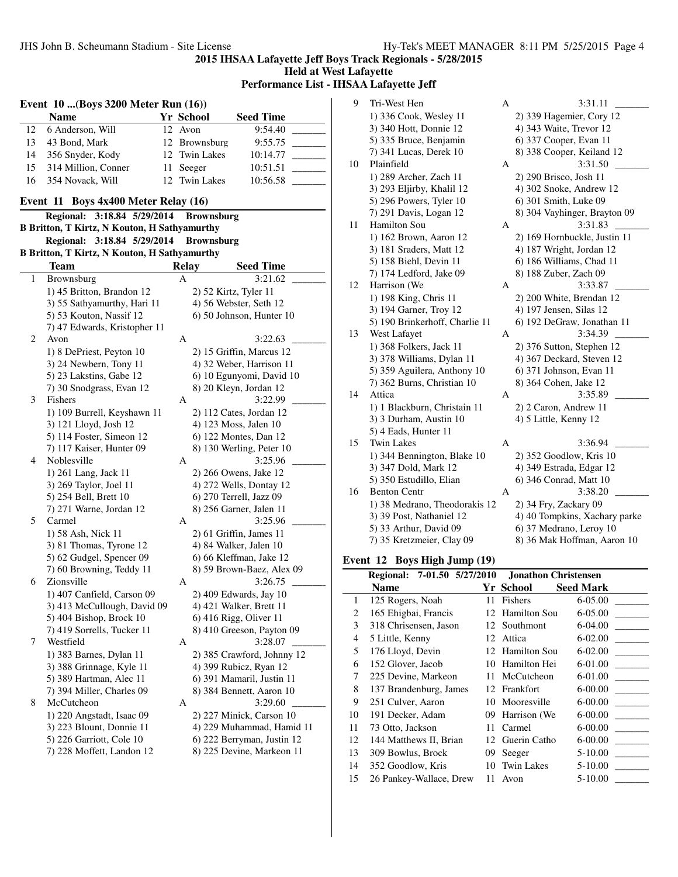# 2015 IHSAA Lafayette Jeff Boys Track Regionals - 5/28/2015

**Held at West Lafayette**

**Performance List - IHSAA Lafayette Jeff**

## Event 10 ...(Boys 3200 Meter Run (16))

| | Name | Yr | School | Seed Time | |
|---|---|---|---|---|---|
| 12 | 6 Anderson, Will | 12 | Avon | 9:54.40 | _______ |
| 13 | 43 Bond, Mark | 12 | Brownsburg | 9:55.75 | _______ |
| 14 | 356 Snyder, Kody | 12 | Twin Lakes | 10:14.77 | _______ |
| 15 | 314 Million, Conner | 11 | Seeger | 10:51.51 | _______ |
| 16 | 354 Novack, Will | 12 | Twin Lakes | 10:56.58 | _______ |

## Event 11 Boys 4x400 Meter Relay (16)

**Regional: 3:18.84 5/29/2014 Brownsburg**
**B Britton, T Kirtz, N Kouton, H Sathyamurthy**
**Regional: 3:18.84 5/29/2014 Brownsburg**
**B Britton, T Kirtz, N Kouton, H Sathyamurthy**

| | Team | Relay | Seed Time | |
|---|---|---|---|---|
| 1 | Brownsburg | A | 3:21.62 | _______ |
| | 1) 45 Britton, Brandon 12 | 2) 52 Kirtz, Tyler 11 | | |
| | 3) 55 Sathyamurthy, Hari 11 | 4) 56 Webster, Seth 12 | | |
| | 5) 53 Kouton, Nassif 12 | 6) 50 Johnson, Hunter 10 | | |
| | 7) 47 Edwards, Kristopher 11 | | | |
| 2 | Avon | A | 3:22.63 | _______ |
| | 1) 8 DePriest, Peyton 10 | 2) 15 Griffin, Marcus 12 | | |
| | 3) 24 Newbern, Tony 11 | 4) 32 Weber, Harrison 11 | | |
| | 5) 23 Lakstins, Gabe 12 | 6) 10 Egunyomi, David 10 | | |
| | 7) 30 Snodgrass, Evan 12 | 8) 20 Kleyn, Jordan 12 | | |
| 3 | Fishers | A | 3:22.99 | _______ |
| | 1) 109 Burrell, Keyshawn 11 | 2) 112 Cates, Jordan 12 | | |
| | 3) 121 Lloyd, Josh 12 | 4) 123 Moss, Jalen 10 | | |
| | 5) 114 Foster, Simeon 12 | 6) 122 Montes, Dan 12 | | |
| | 7) 117 Kaiser, Hunter 09 | 8) 130 Werling, Peter 10 | | |
| 4 | Noblesville | A | 3:25.96 | _______ |
| | 1) 261 Lang, Jack 11 | 2) 266 Owens, Jake 12 | | |
| | 3) 269 Taylor, Joel 11 | 4) 272 Wells, Dontay 12 | | |
| | 5) 254 Bell, Brett 10 | 6) 270 Terrell, Jazz 09 | | |
| | 7) 271 Warne, Jordan 12 | 8) 256 Garner, Jalen 11 | | |
| 5 | Carmel | A | 3:25.96 | _______ |
| | 1) 58 Ash, Nick 11 | 2) 61 Griffin, James 11 | | |
| | 3) 81 Thomas, Tyrone 12 | 4) 84 Walker, Jalen 10 | | |
| | 5) 62 Gudgel, Spencer 09 | 6) 66 Kleffman, Jake 12 | | |
| | 7) 60 Browning, Teddy 11 | 8) 59 Brown-Baez, Alex 09 | | |
| 6 | Zionsville | A | 3:26.75 | _______ |
| | 1) 407 Canfield, Carson 09 | 2) 409 Edwards, Jay 10 | | |
| | 3) 413 McCullough, David 09 | 4) 421 Walker, Brett 11 | | |
| | 5) 404 Bishop, Brock 10 | 6) 416 Rigg, Oliver 11 | | |
| | 7) 419 Sorrells, Tucker 11 | 8) 410 Greeson, Payton 09 | | |
| 7 | Westfield | A | 3:28.07 | _______ |
| | 1) 383 Barnes, Dylan 11 | 2) 385 Crawford, Johnny 12 | | |
| | 3) 388 Grinnage, Kyle 11 | 4) 399 Rubicz, Ryan 12 | | |
| | 5) 389 Hartman, Alec 11 | 6) 391 Mamaril, Justin 11 | | |
| | 7) 394 Miller, Charles 09 | 8) 384 Bennett, Aaron 10 | | |
| 8 | McCutcheon | A | 3:29.60 | _______ |
| | 1) 220 Angstadt, Isaac 09 | 2) 227 Minick, Carson 10 | | |
| | 3) 223 Blount, Donnie 11 | 4) 229 Muhammad, Hamid 11 | | |
| | 5) 226 Garriott, Cole 10 | 6) 222 Berryman, Justin 12 | | |
| | 7) 228 Moffett, Landon 12 | 8) 225 Devine, Markeon 11 | | |
| 9 | Tri-West Hen | A | 3:31.11 | _______ |
| | 1) 336 Cook, Wesley 11 | 2) 339 Hagemier, Cory 12 | | |
| | 3) 340 Hott, Donnie 12 | 4) 343 Waite, Trevor 12 | | |
| | 5) 335 Bruce, Benjamin | 6) 337 Cooper, Evan 11 | | |
| | 7) 341 Lucas, Derek 10 | 8) 338 Cooper, Keiland 12 | | |
| 10 | Plainfield | A | 3:31.50 | _______ |
| | 1) 289 Archer, Zach 11 | 2) 290 Brisco, Josh 11 | | |
| | 3) 293 Eljirby, Khalil 12 | 4) 302 Snoke, Andrew 12 | | |
| | 5) 296 Powers, Tyler 10 | 6) 301 Smith, Luke 09 | | |
| | 7) 291 Davis, Logan 12 | 8) 304 Vayhinger, Brayton 09 | | |
| 11 | Hamilton Sou | A | 3:31.83 | _______ |
| | 1) 162 Brown, Aaron 12 | 2) 169 Hornbuckle, Justin 11 | | |
| | 3) 181 Sraders, Matt 12 | 4) 187 Wright, Jordan 12 | | |
| | 5) 158 Biehl, Devin 11 | 6) 186 Williams, Chad 11 | | |
| | 7) 174 Ledford, Jake 09 | 8) 188 Zuber, Zach 09 | | |
| 12 | Harrison (We | A | 3:33.87 | _______ |
| | 1) 198 King, Chris 11 | 2) 200 White, Brendan 12 | | |
| | 3) 194 Garner, Troy 12 | 4) 197 Jensen, Silas 12 | | |
| | 5) 190 Brinkerhoff, Charlie 11 | 6) 192 DeGraw, Jonathan 11 | | |
| 13 | West Lafayet | A | 3:34.39 | _______ |
| | 1) 368 Folkers, Jack 11 | 2) 376 Sutton, Stephen 12 | | |
| | 3) 378 Williams, Dylan 11 | 4) 367 Deckard, Steven 12 | | |
| | 5) 359 Aguilera, Anthony 10 | 6) 371 Johnson, Evan 11 | | |
| | 7) 362 Burns, Christian 10 | 8) 364 Cohen, Jake 12 | | |
| 14 | Attica | A | 3:35.89 | _______ |
| | 1) 1 Blackburn, Christain 11 | 2) 2 Caron, Andrew 11 | | |
| | 3) 3 Durham, Austin 10 | 4) 5 Little, Kenny 12 | | |
| | 5) 4 Eads, Hunter 11 | | | |
| 15 | Twin Lakes | A | 3:36.94 | _______ |
| | 1) 344 Bennington, Blake 10 | 2) 352 Goodlow, Kris 10 | | |
| | 3) 347 Dold, Mark 12 | 4) 349 Estrada, Edgar 12 | | |
| | 5) 350 Estudillo, Elian | 6) 346 Conrad, Matt 10 | | |
| 16 | Benton Centr | A | 3:38.20 | _______ |
| | 1) 38 Medrano, Theodorakis 12 | 2) 34 Fry, Zackary 09 | | |
| | 3) 39 Post, Nathaniel 12 | 4) 40 Tompkins, Xachary parke | | |
| | 5) 33 Arthur, David 09 | 6) 37 Medrano, Leroy 10 | | |
| | 7) 35 Kretzmeier, Clay 09 | 8) 36 Mak Hoffman, Aaron 10 | | |

## Event 12 Boys High Jump (19)

**Regional: 7-01.50 5/27/2010 Jonathon Christensen**

| | Name | Yr | School | Seed Mark | |
|---|---|---|---|---|---|
| 1 | 125 Rogers, Noah | 11 | Fishers | 6-05.00 | _______ |
| 2 | 165 Ehigbai, Francis | 12 | Hamilton Sou | 6-05.00 | _______ |
| 3 | 318 Chrisensen, Jason | 12 | Southmont | 6-04.00 | _______ |
| 4 | 5 Little, Kenny | 12 | Attica | 6-02.00 | _______ |
| 5 | 176 Lloyd, Devin | 12 | Hamilton Sou | 6-02.00 | _______ |
| 6 | 152 Glover, Jacob | 10 | Hamilton Hei | 6-01.00 | _______ |
| 7 | 225 Devine, Markeon | 11 | McCutcheon | 6-01.00 | _______ |
| 8 | 137 Brandenburg, James | 12 | Frankfort | 6-00.00 | _______ |
| 9 | 251 Culver, Aaron | 10 | Mooresville | 6-00.00 | _______ |
| 10 | 191 Decker, Adam | 09 | Harrison (We | 6-00.00 | _______ |
| 11 | 73 Otto, Jackson | 11 | Carmel | 6-00.00 | _______ |
| 12 | 144 Matthews II, Brian | 12 | Guerin Catho | 6-00.00 | _______ |
| 13 | 309 Bowlus, Brock | 09 | Seeger | 5-10.00 | _______ |
| 14 | 352 Goodlow, Kris | 10 | Twin Lakes | 5-10.00 | _______ |
| 15 | 26 Pankey-Wallace, Drew | 11 | Avon | 5-10.00 | _______ |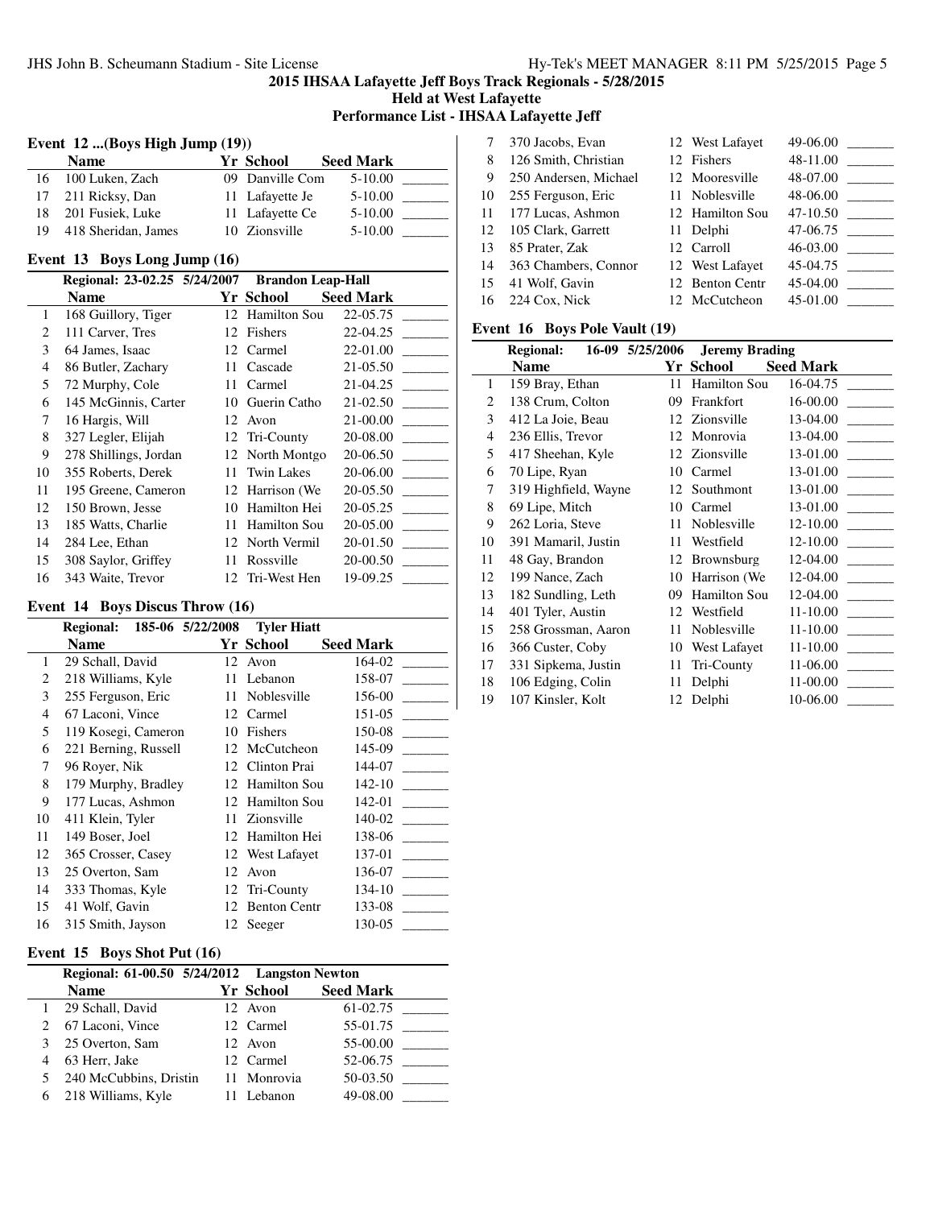**2015 IHSAA Lafayette Jeff Boys Track Regionals - 5/28/2015**
**Held at West Lafayette**
**Performance List - IHSAA Lafayette Jeff**

### Event 12 ...(Boys High Jump (19))

| | Name | Yr | School | Seed Mark | |
|---|---|---|---|---|---|
| 16 | 100 Luken, Zach | 09 | Danville Com | 5-10.00 | _______ |
| 17 | 211 Ricksy, Dan | 11 | Lafayette Je | 5-10.00 | _______ |
| 18 | 201 Fusiek, Luke | 11 | Lafayette Ce | 5-10.00 | _______ |
| 19 | 418 Sheridan, James | 10 | Zionsville | 5-10.00 | _______ |

### Event 13 Boys Long Jump (16)

| | Regional: 23-02.25 5/24/2007 | | Brandon Leap-Hall | | |
|---|---|---|---|---|---|
| | **Name** | **Yr** | **School** | **Seed Mark** | |
| 1 | 168 Guillory, Tiger | 12 | Hamilton Sou | 22-05.75 | _______ |
| 2 | 111 Carver, Tres | 12 | Fishers | 22-04.25 | _______ |
| 3 | 64 James, Isaac | 12 | Carmel | 22-01.00 | _______ |
| 4 | 86 Butler, Zachary | 11 | Cascade | 21-05.50 | _______ |
| 5 | 72 Murphy, Cole | 11 | Carmel | 21-04.25 | _______ |
| 6 | 145 McGinnis, Carter | 10 | Guerin Catho | 21-02.50 | _______ |
| 7 | 16 Hargis, Will | 12 | Avon | 21-00.00 | _______ |
| 8 | 327 Legler, Elijah | 12 | Tri-County | 20-08.00 | _______ |
| 9 | 278 Shillings, Jordan | 12 | North Montgo | 20-06.50 | _______ |
| 10 | 355 Roberts, Derek | 11 | Twin Lakes | 20-06.00 | _______ |
| 11 | 195 Greene, Cameron | 12 | Harrison (We | 20-05.50 | _______ |
| 12 | 150 Brown, Jesse | 10 | Hamilton Hei | 20-05.25 | _______ |
| 13 | 185 Watts, Charlie | 11 | Hamilton Sou | 20-05.00 | _______ |
| 14 | 284 Lee, Ethan | 12 | North Vermil | 20-01.50 | _______ |
| 15 | 308 Saylor, Griffey | 11 | Rossville | 20-00.50 | _______ |
| 16 | 343 Waite, Trevor | 12 | Tri-West Hen | 19-09.25 | _______ |

### Event 14 Boys Discus Throw (16)

| | Regional: 185-06 5/22/2008 | | Tyler Hiatt | | |
|---|---|---|---|---|---|
| | **Name** | **Yr** | **School** | **Seed Mark** | |
| 1 | 29 Schall, David | 12 | Avon | 164-02 | _______ |
| 2 | 218 Williams, Kyle | 11 | Lebanon | 158-07 | _______ |
| 3 | 255 Ferguson, Eric | 11 | Noblesville | 156-00 | _______ |
| 4 | 67 Laconi, Vince | 12 | Carmel | 151-05 | _______ |
| 5 | 119 Kosegi, Cameron | 10 | Fishers | 150-08 | _______ |
| 6 | 221 Berning, Russell | 12 | McCutcheon | 145-09 | _______ |
| 7 | 96 Royer, Nik | 12 | Clinton Prai | 144-07 | _______ |
| 8 | 179 Murphy, Bradley | 12 | Hamilton Sou | 142-10 | _______ |
| 9 | 177 Lucas, Ashmon | 12 | Hamilton Sou | 142-01 | _______ |
| 10 | 411 Klein, Tyler | 11 | Zionsville | 140-02 | _______ |
| 11 | 149 Boser, Joel | 12 | Hamilton Hei | 138-06 | _______ |
| 12 | 365 Crosser, Casey | 12 | West Lafayet | 137-01 | _______ |
| 13 | 25 Overton, Sam | 12 | Avon | 136-07 | _______ |
| 14 | 333 Thomas, Kyle | 12 | Tri-County | 134-10 | _______ |
| 15 | 41 Wolf, Gavin | 12 | Benton Centr | 133-08 | _______ |
| 16 | 315 Smith, Jayson | 12 | Seeger | 130-05 | _______ |

### Event 15 Boys Shot Put (16)

| | Regional: 61-00.50 5/24/2012 | | Langston Newton | | |
|---|---|---|---|---|---|
| | **Name** | **Yr** | **School** | **Seed Mark** | |
| 1 | 29 Schall, David | 12 | Avon | 61-02.75 | _______ |
| 2 | 67 Laconi, Vince | 12 | Carmel | 55-01.75 | _______ |
| 3 | 25 Overton, Sam | 12 | Avon | 55-00.00 | _______ |
| 4 | 63 Herr, Jake | 12 | Carmel | 52-06.75 | _______ |
| 5 | 240 McCubbins, Dristin | 11 | Monrovia | 50-03.50 | _______ |
| 6 | 218 Williams, Kyle | 11 | Lebanon | 49-08.00 | _______ |
| 7 | 370 Jacobs, Evan | 12 | West Lafayet | 49-06.00 | _______ |
| 8 | 126 Smith, Christian | 12 | Fishers | 48-11.00 | _______ |
| 9 | 250 Andersen, Michael | 12 | Mooresville | 48-07.00 | _______ |
| 10 | 255 Ferguson, Eric | 11 | Noblesville | 48-06.00 | _______ |
| 11 | 177 Lucas, Ashmon | 12 | Hamilton Sou | 47-10.50 | _______ |
| 12 | 105 Clark, Garrett | 11 | Delphi | 47-06.75 | _______ |
| 13 | 85 Prater, Zak | 12 | Carroll | 46-03.00 | _______ |
| 14 | 363 Chambers, Connor | 12 | West Lafayet | 45-04.75 | _______ |
| 15 | 41 Wolf, Gavin | 12 | Benton Centr | 45-04.00 | _______ |
| 16 | 224 Cox, Nick | 12 | McCutcheon | 45-01.00 | _______ |

### Event 16 Boys Pole Vault (19)

| | Regional: 16-09 5/25/2006 | | Jeremy Brading | | |
|---|---|---|---|---|---|
| | **Name** | **Yr** | **School** | **Seed Mark** | |
| 1 | 159 Bray, Ethan | 11 | Hamilton Sou | 16-04.75 | _______ |
| 2 | 138 Crum, Colton | 09 | Frankfort | 16-00.00 | _______ |
| 3 | 412 La Joie, Beau | 12 | Zionsville | 13-04.00 | _______ |
| 4 | 236 Ellis, Trevor | 12 | Monrovia | 13-04.00 | _______ |
| 5 | 417 Sheehan, Kyle | 12 | Zionsville | 13-01.00 | _______ |
| 6 | 70 Lipe, Ryan | 10 | Carmel | 13-01.00 | _______ |
| 7 | 319 Highfield, Wayne | 12 | Southmont | 13-01.00 | _______ |
| 8 | 69 Lipe, Mitch | 10 | Carmel | 13-01.00 | _______ |
| 9 | 262 Loria, Steve | 11 | Noblesville | 12-10.00 | _______ |
| 10 | 391 Mamaril, Justin | 11 | Westfield | 12-10.00 | _______ |
| 11 | 48 Gay, Brandon | 12 | Brownsburg | 12-04.00 | _______ |
| 12 | 199 Nance, Zach | 10 | Harrison (We | 12-04.00 | _______ |
| 13 | 182 Sundling, Leth | 09 | Hamilton Sou | 12-04.00 | _______ |
| 14 | 401 Tyler, Austin | 12 | Westfield | 11-10.00 | _______ |
| 15 | 258 Grossman, Aaron | 11 | Noblesville | 11-10.00 | _______ |
| 16 | 366 Custer, Coby | 10 | West Lafayet | 11-10.00 | _______ |
| 17 | 331 Sipkema, Justin | 11 | Tri-County | 11-06.00 | _______ |
| 18 | 106 Edging, Colin | 11 | Delphi | 11-00.00 | _______ |
| 19 | 107 Kinsler, Kolt | 12 | Delphi | 10-06.00 | _______ |